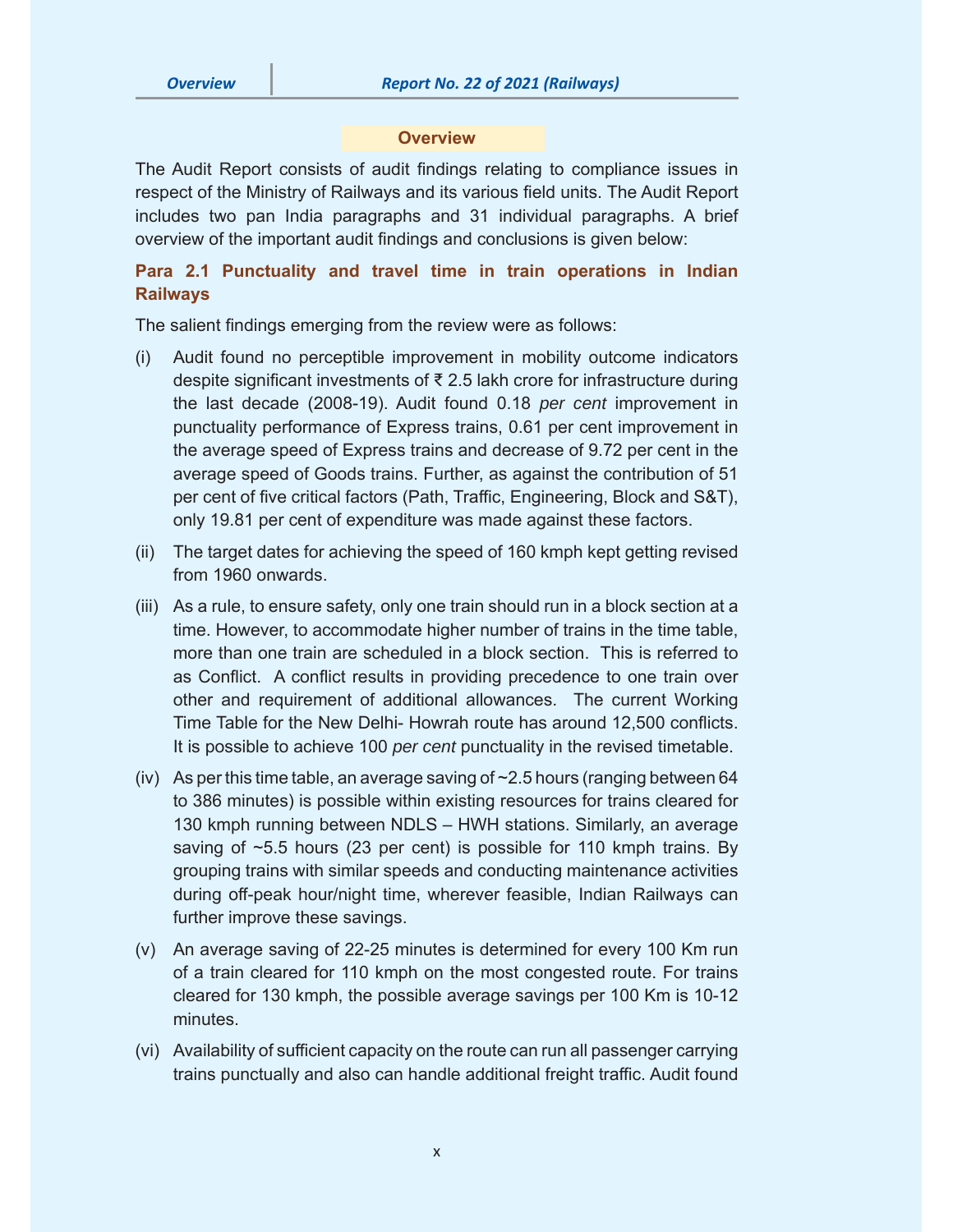## Overview

The Audit Report consists of audit findings relating to compliance issues in respect of the Ministry of Railways and its various field units. The Audit Report includes two pan India paragraphs and 31 individual paragraphs. A brief overview of the important audit findings and conclusions is given below:

### Para 2.1 Punctuality and travel time in train operations in Indian Railways

The salient findings emerging from the review were as follows:

(i) Audit found no perceptible improvement in mobility outcome indicators despite significant investments of ₹ 2.5 lakh crore for infrastructure during the last decade (2008-19). Audit found 0.18 *per cent* improvement in punctuality performance of Express trains, 0.61 per cent improvement in the average speed of Express trains and decrease of 9.72 per cent in the average speed of Goods trains. Further, as against the contribution of 51 per cent of five critical factors (Path, Traffic, Engineering, Block and S&T), only 19.81 per cent of expenditure was made against these factors.

(ii) The target dates for achieving the speed of 160 kmph kept getting revised from 1960 onwards.

(iii) As a rule, to ensure safety, only one train should run in a block section at a time. However, to accommodate higher number of trains in the time table, more than one train are scheduled in a block section. This is referred to as Conflict. A conflict results in providing precedence to one train over other and requirement of additional allowances. The current Working Time Table for the New Delhi- Howrah route has around 12,500 conflicts. It is possible to achieve 100 *per cent* punctuality in the revised timetable.

(iv) As per this time table, an average saving of ~2.5 hours (ranging between 64 to 386 minutes) is possible within existing resources for trains cleared for 130 kmph running between NDLS – HWH stations. Similarly, an average saving of ~5.5 hours (23 per cent) is possible for 110 kmph trains. By grouping trains with similar speeds and conducting maintenance activities during off-peak hour/night time, wherever feasible, Indian Railways can further improve these savings.

(v) An average saving of 22-25 minutes is determined for every 100 Km run of a train cleared for 110 kmph on the most congested route. For trains cleared for 130 kmph, the possible average savings per 100 Km is 10-12 minutes.

(vi) Availability of sufficient capacity on the route can run all passenger carrying trains punctually and also can handle additional freight traffic. Audit found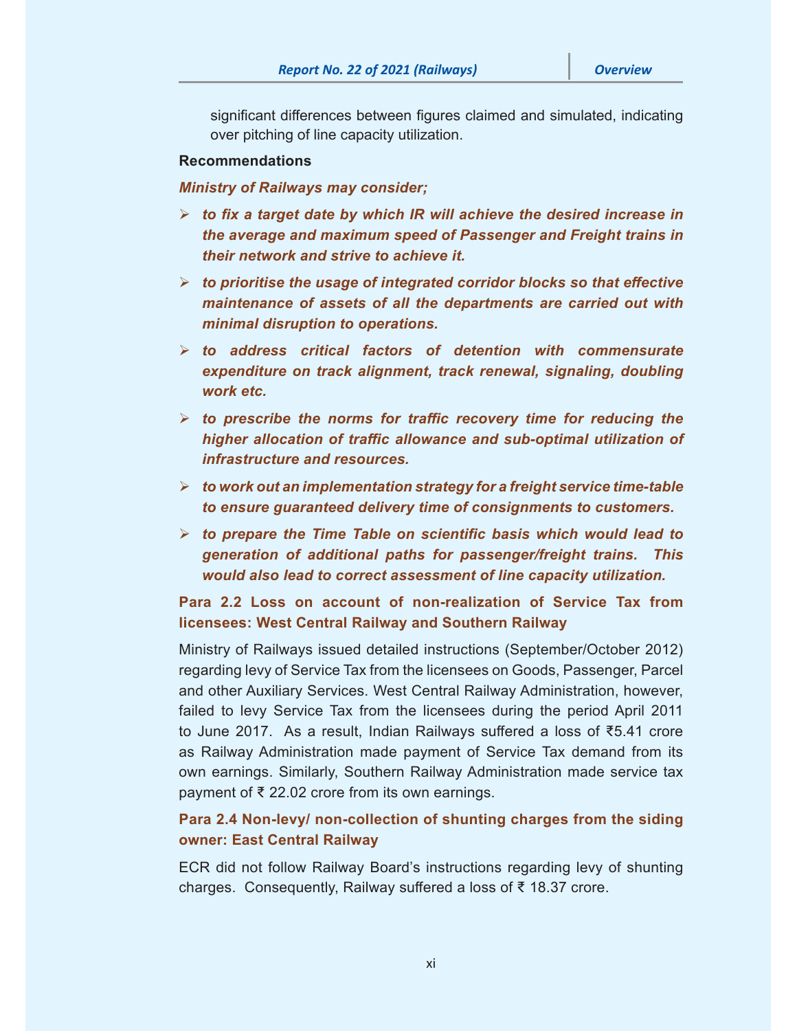significant differences between figures claimed and simulated, indicating over pitching of line capacity utilization.

**Recommendations**

***Ministry of Railways may consider;***

- ***to fix a target date by which IR will achieve the desired increase in the average and maximum speed of Passenger and Freight trains in their network and strive to achieve it.***
- ***to prioritise the usage of integrated corridor blocks so that effective maintenance of assets of all the departments are carried out with minimal disruption to operations.***
- ***to address critical factors of detention with commensurate expenditure on track alignment, track renewal, signaling, doubling work etc.***
- ***to prescribe the norms for traffic recovery time for reducing the higher allocation of traffic allowance and sub-optimal utilization of infrastructure and resources.***
- ***to work out an implementation strategy for a freight service time-table to ensure guaranteed delivery time of consignments to customers.***
- ***to prepare the Time Table on scientific basis which would lead to generation of additional paths for passenger/freight trains. This would also lead to correct assessment of line capacity utilization.***

### Para 2.2 Loss on account of non-realization of Service Tax from licensees: West Central Railway and Southern Railway

Ministry of Railways issued detailed instructions (September/October 2012) regarding levy of Service Tax from the licensees on Goods, Passenger, Parcel and other Auxiliary Services. West Central Railway Administration, however, failed to levy Service Tax from the licensees during the period April 2011 to June 2017. As a result, Indian Railways suffered a loss of ₹5.41 crore as Railway Administration made payment of Service Tax demand from its own earnings. Similarly, Southern Railway Administration made service tax payment of ₹ 22.02 crore from its own earnings.

### Para 2.4 Non-levy/ non-collection of shunting charges from the siding owner: East Central Railway

ECR did not follow Railway Board's instructions regarding levy of shunting charges. Consequently, Railway suffered a loss of ₹ 18.37 crore.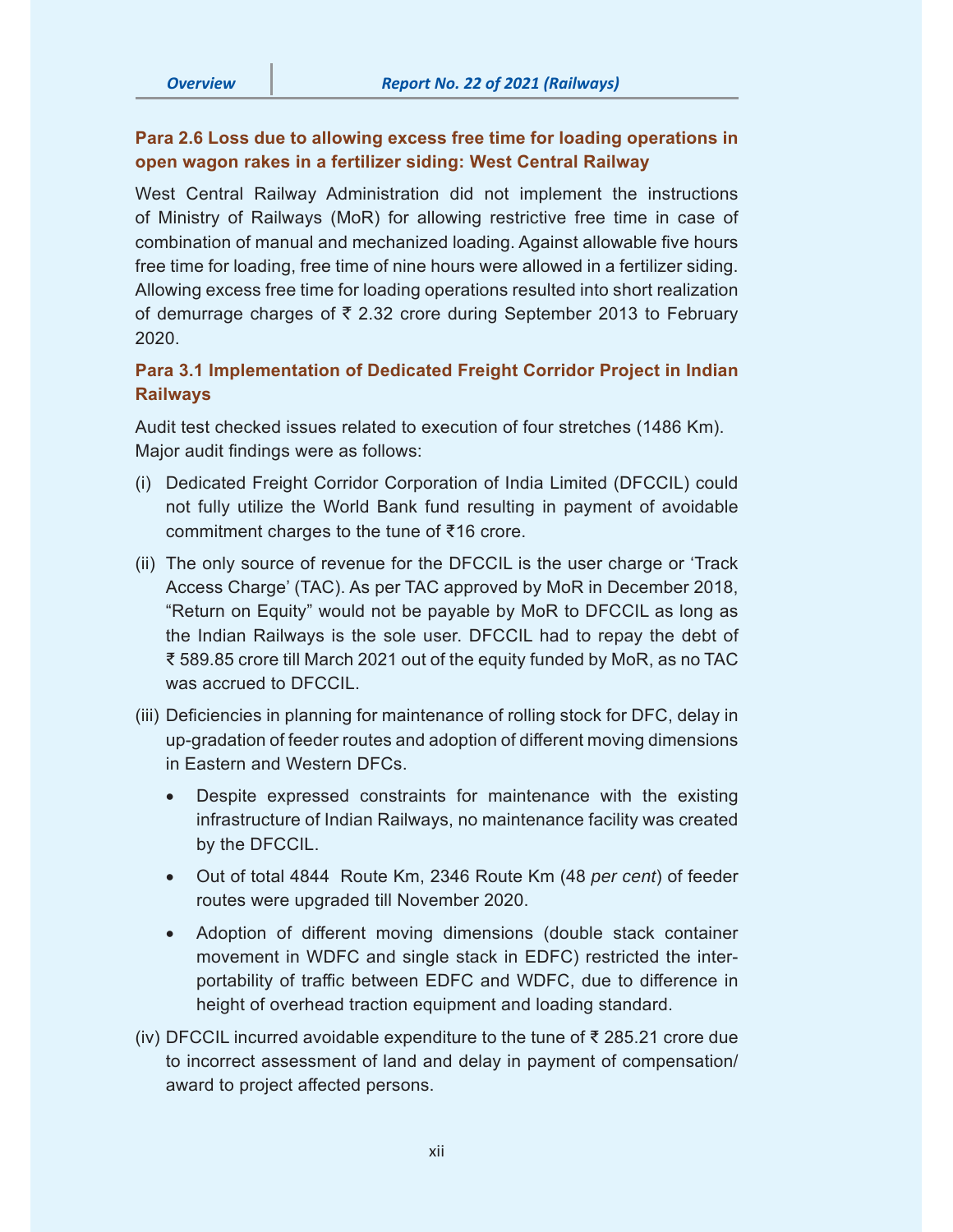### Para 2.6 Loss due to allowing excess free time for loading operations in open wagon rakes in a fertilizer siding: West Central Railway

West Central Railway Administration did not implement the instructions of Ministry of Railways (MoR) for allowing restrictive free time in case of combination of manual and mechanized loading. Against allowable five hours free time for loading, free time of nine hours were allowed in a fertilizer siding. Allowing excess free time for loading operations resulted into short realization of demurrage charges of ₹ 2.32 crore during September 2013 to February 2020.

### Para 3.1 Implementation of Dedicated Freight Corridor Project in Indian Railways

Audit test checked issues related to execution of four stretches (1486 Km). Major audit findings were as follows:

(i) Dedicated Freight Corridor Corporation of India Limited (DFCCIL) could not fully utilize the World Bank fund resulting in payment of avoidable commitment charges to the tune of ₹16 crore.

(ii) The only source of revenue for the DFCCIL is the user charge or 'Track Access Charge' (TAC). As per TAC approved by MoR in December 2018, "Return on Equity" would not be payable by MoR to DFCCIL as long as the Indian Railways is the sole user. DFCCIL had to repay the debt of ₹ 589.85 crore till March 2021 out of the equity funded by MoR, as no TAC was accrued to DFCCIL.

(iii) Deficiencies in planning for maintenance of rolling stock for DFC, delay in up-gradation of feeder routes and adoption of different moving dimensions in Eastern and Western DFCs.

- Despite expressed constraints for maintenance with the existing infrastructure of Indian Railways, no maintenance facility was created by the DFCCIL.
- Out of total 4844 Route Km, 2346 Route Km (48 *per cent*) of feeder routes were upgraded till November 2020.
- Adoption of different moving dimensions (double stack container movement in WDFC and single stack in EDFC) restricted the inter-portability of traffic between EDFC and WDFC, due to difference in height of overhead traction equipment and loading standard.

(iv) DFCCIL incurred avoidable expenditure to the tune of ₹ 285.21 crore due to incorrect assessment of land and delay in payment of compensation/ award to project affected persons.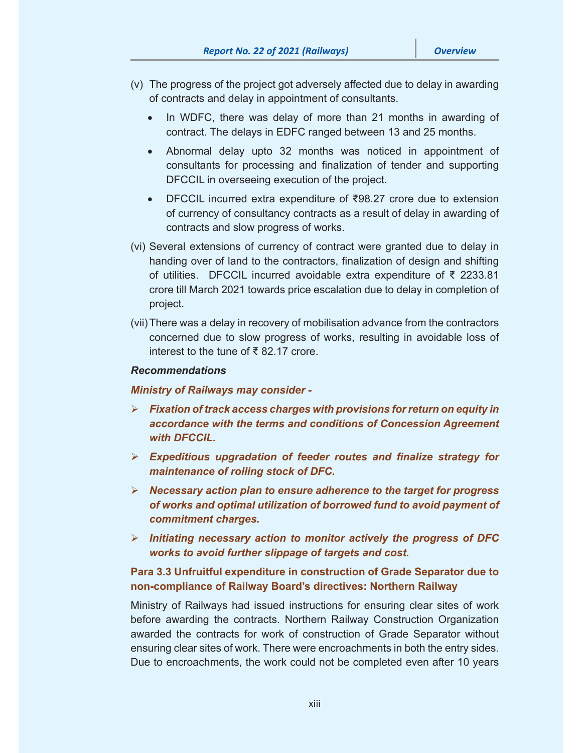(v) The progress of the project got adversely affected due to delay in awarding of contracts and delay in appointment of consultants.

- In WDFC, there was delay of more than 21 months in awarding of contract. The delays in EDFC ranged between 13 and 25 months.
- Abnormal delay upto 32 months was noticed in appointment of consultants for processing and finalization of tender and supporting DFCCIL in overseeing execution of the project.
- DFCCIL incurred extra expenditure of ₹98.27 crore due to extension of currency of consultancy contracts as a result of delay in awarding of contracts and slow progress of works.

(vi) Several extensions of currency of contract were granted due to delay in handing over of land to the contractors, finalization of design and shifting of utilities. DFCCIL incurred avoidable extra expenditure of ₹ 2233.81 crore till March 2021 towards price escalation due to delay in completion of project.

(vii) There was a delay in recovery of mobilisation advance from the contractors concerned due to slow progress of works, resulting in avoidable loss of interest to the tune of ₹ 82.17 crore.

***Recommendations***

***Ministry of Railways may consider -***

- ***Fixation of track access charges with provisions for return on equity in accordance with the terms and conditions of Concession Agreement with DFCCIL.***
- ***Expeditious upgradation of feeder routes and finalize strategy for maintenance of rolling stock of DFC.***
- ***Necessary action plan to ensure adherence to the target for progress of works and optimal utilization of borrowed fund to avoid payment of commitment charges.***
- ***Initiating necessary action to monitor actively the progress of DFC works to avoid further slippage of targets and cost.***

**Para 3.3 Unfruitful expenditure in construction of Grade Separator due to non-compliance of Railway Board's directives: Northern Railway**

Ministry of Railways had issued instructions for ensuring clear sites of work before awarding the contracts. Northern Railway Construction Organization awarded the contracts for work of construction of Grade Separator without ensuring clear sites of work. There were encroachments in both the entry sides. Due to encroachments, the work could not be completed even after 10 years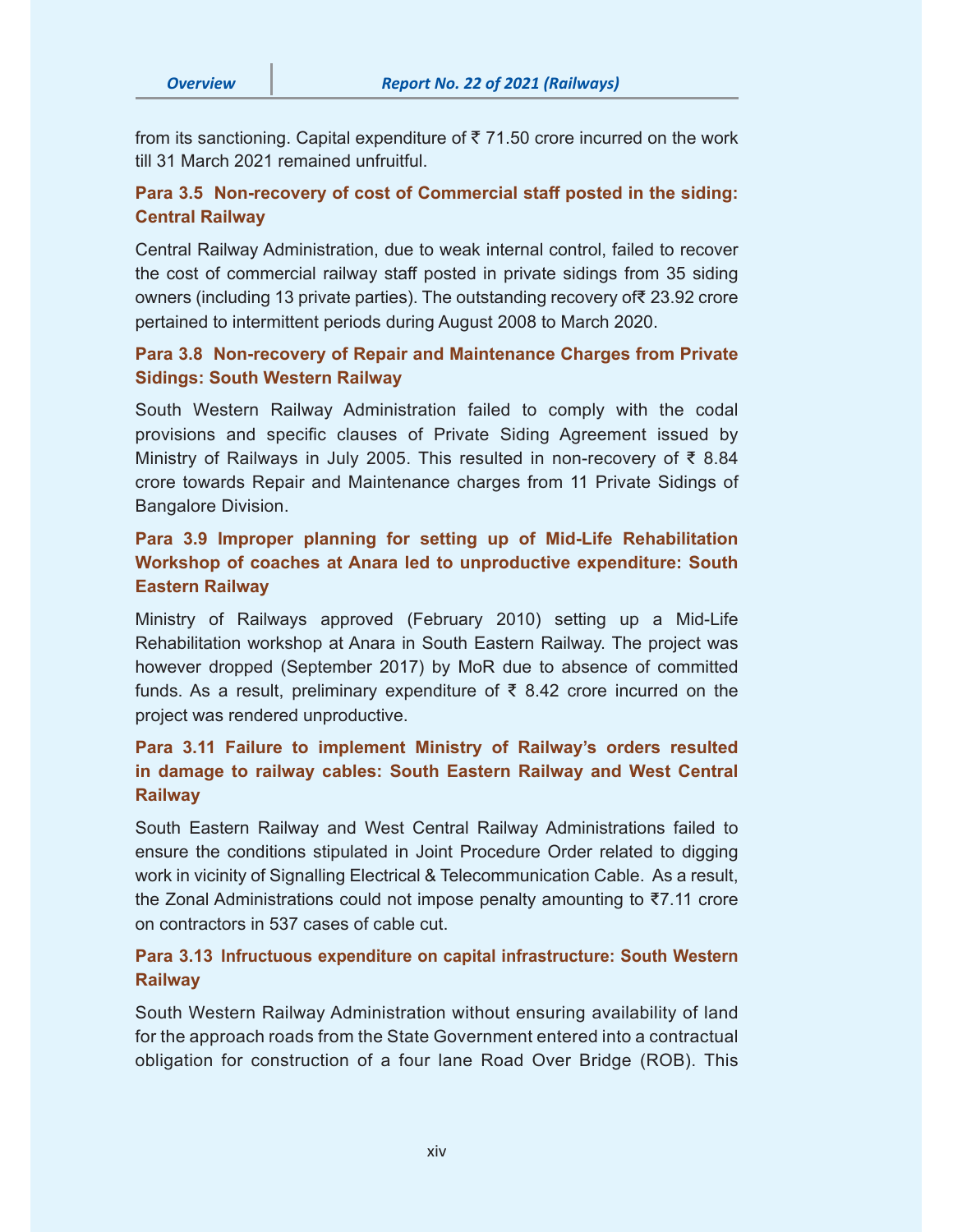from its sanctioning. Capital expenditure of ₹ 71.50 crore incurred on the work till 31 March 2021 remained unfruitful.

**Para 3.5 Non-recovery of cost of Commercial staff posted in the siding: Central Railway**

Central Railway Administration, due to weak internal control, failed to recover the cost of commercial railway staff posted in private sidings from 35 siding owners (including 13 private parties). The outstanding recovery of₹ 23.92 crore pertained to intermittent periods during August 2008 to March 2020.

**Para 3.8 Non-recovery of Repair and Maintenance Charges from Private Sidings: South Western Railway**

South Western Railway Administration failed to comply with the codal provisions and specific clauses of Private Siding Agreement issued by Ministry of Railways in July 2005. This resulted in non-recovery of ₹ 8.84 crore towards Repair and Maintenance charges from 11 Private Sidings of Bangalore Division.

**Para 3.9 Improper planning for setting up of Mid-Life Rehabilitation Workshop of coaches at Anara led to unproductive expenditure: South Eastern Railway**

Ministry of Railways approved (February 2010) setting up a Mid-Life Rehabilitation workshop at Anara in South Eastern Railway. The project was however dropped (September 2017) by MoR due to absence of committed funds. As a result, preliminary expenditure of ₹ 8.42 crore incurred on the project was rendered unproductive.

**Para 3.11 Failure to implement Ministry of Railway's orders resulted in damage to railway cables: South Eastern Railway and West Central Railway**

South Eastern Railway and West Central Railway Administrations failed to ensure the conditions stipulated in Joint Procedure Order related to digging work in vicinity of Signalling Electrical & Telecommunication Cable. As a result, the Zonal Administrations could not impose penalty amounting to ₹7.11 crore on contractors in 537 cases of cable cut.

**Para 3.13 Infructuous expenditure on capital infrastructure: South Western Railway**

South Western Railway Administration without ensuring availability of land for the approach roads from the State Government entered into a contractual obligation for construction of a four lane Road Over Bridge (ROB). This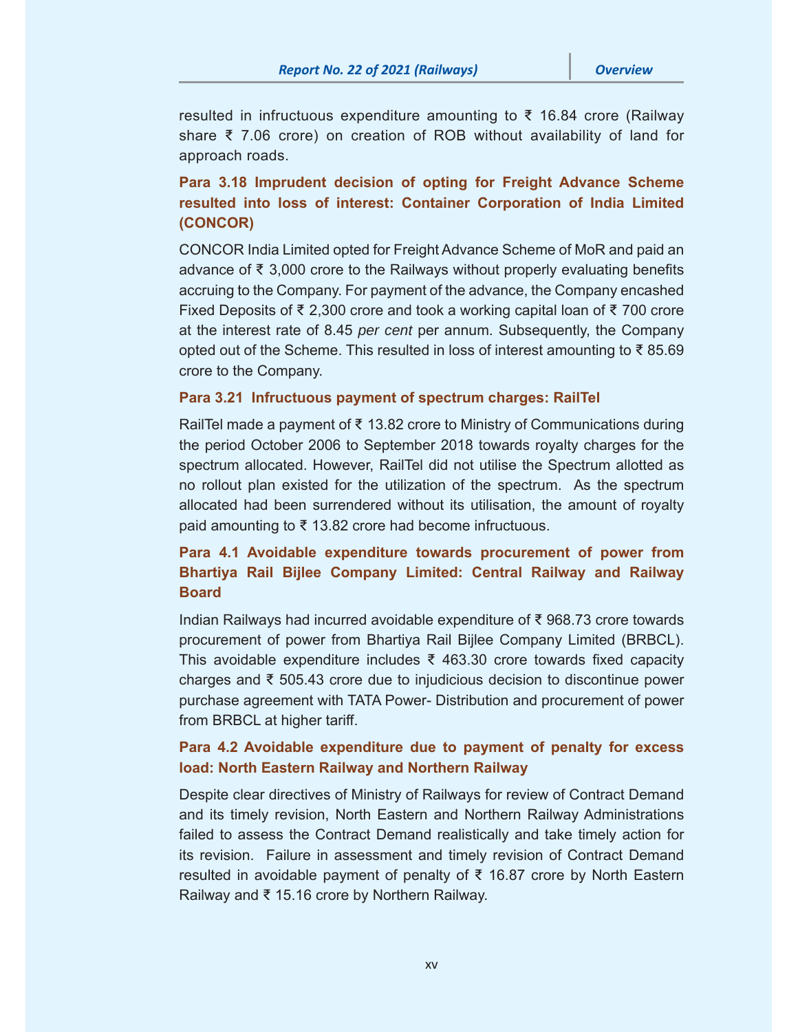resulted in infructuous expenditure amounting to ₹ 16.84 crore (Railway share ₹ 7.06 crore) on creation of ROB without availability of land for approach roads.

### Para 3.18 Imprudent decision of opting for Freight Advance Scheme resulted into loss of interest: Container Corporation of India Limited (CONCOR)

CONCOR India Limited opted for Freight Advance Scheme of MoR and paid an advance of ₹ 3,000 crore to the Railways without properly evaluating benefits accruing to the Company. For payment of the advance, the Company encashed Fixed Deposits of ₹ 2,300 crore and took a working capital loan of ₹ 700 crore at the interest rate of 8.45 *per cent* per annum. Subsequently, the Company opted out of the Scheme. This resulted in loss of interest amounting to ₹ 85.69 crore to the Company.

### Para 3.21 Infructuous payment of spectrum charges: RailTel

RailTel made a payment of ₹ 13.82 crore to Ministry of Communications during the period October 2006 to September 2018 towards royalty charges for the spectrum allocated. However, RailTel did not utilise the Spectrum allotted as no rollout plan existed for the utilization of the spectrum. As the spectrum allocated had been surrendered without its utilisation, the amount of royalty paid amounting to ₹ 13.82 crore had become infructuous.

### Para 4.1 Avoidable expenditure towards procurement of power from Bhartiya Rail Bijlee Company Limited: Central Railway and Railway Board

Indian Railways had incurred avoidable expenditure of ₹ 968.73 crore towards procurement of power from Bhartiya Rail Bijlee Company Limited (BRBCL). This avoidable expenditure includes ₹ 463.30 crore towards fixed capacity charges and ₹ 505.43 crore due to injudicious decision to discontinue power purchase agreement with TATA Power- Distribution and procurement of power from BRBCL at higher tariff.

### Para 4.2 Avoidable expenditure due to payment of penalty for excess load: North Eastern Railway and Northern Railway

Despite clear directives of Ministry of Railways for review of Contract Demand and its timely revision, North Eastern and Northern Railway Administrations failed to assess the Contract Demand realistically and take timely action for its revision. Failure in assessment and timely revision of Contract Demand resulted in avoidable payment of penalty of ₹ 16.87 crore by North Eastern Railway and ₹ 15.16 crore by Northern Railway.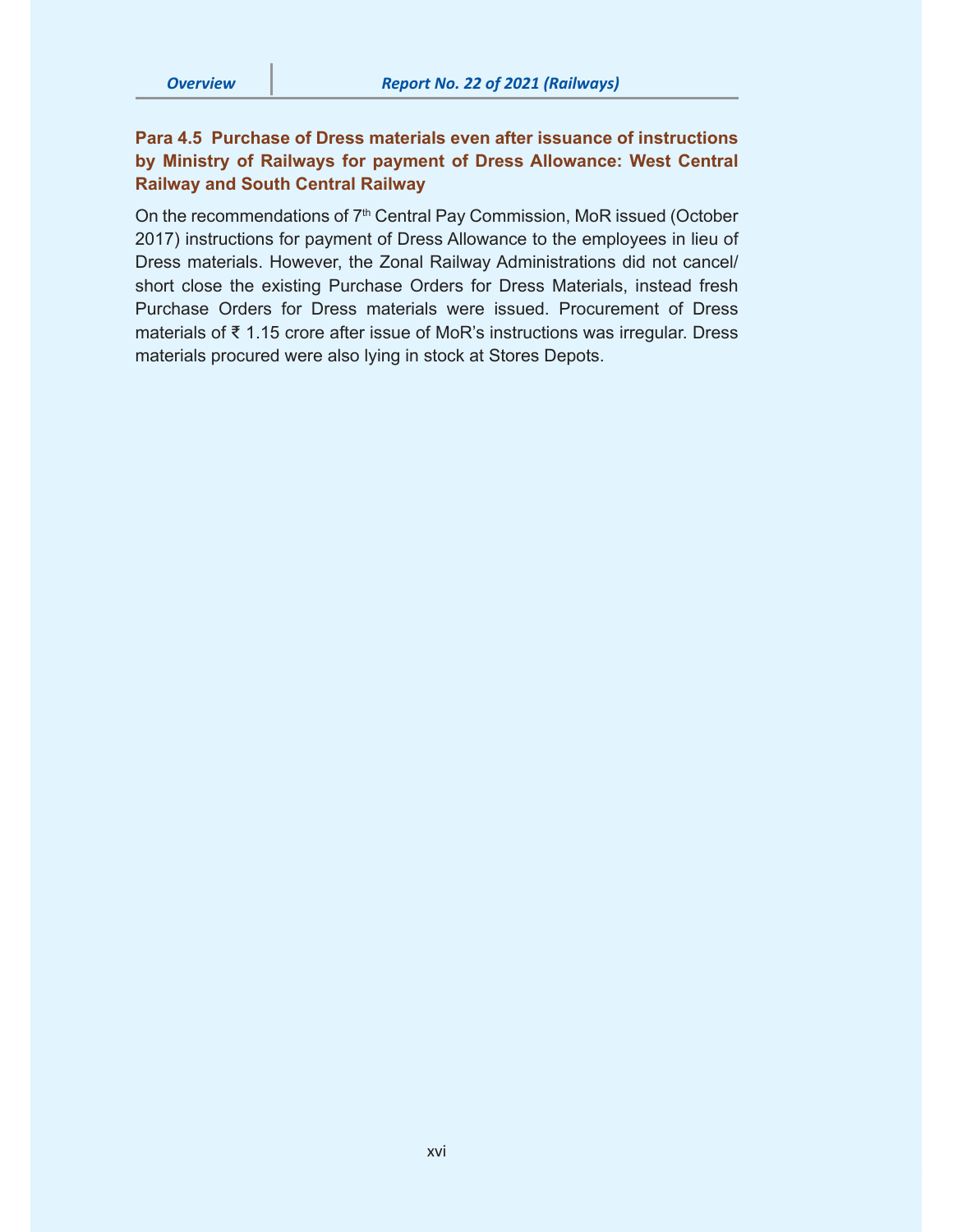### Para 4.5 Purchase of Dress materials even after issuance of instructions by Ministry of Railways for payment of Dress Allowance: West Central Railway and South Central Railway

On the recommendations of 7th Central Pay Commission, MoR issued (October 2017) instructions for payment of Dress Allowance to the employees in lieu of Dress materials. However, the Zonal Railway Administrations did not cancel/ short close the existing Purchase Orders for Dress Materials, instead fresh Purchase Orders for Dress materials were issued. Procurement of Dress materials of ₹ 1.15 crore after issue of MoR's instructions was irregular. Dress materials procured were also lying in stock at Stores Depots.